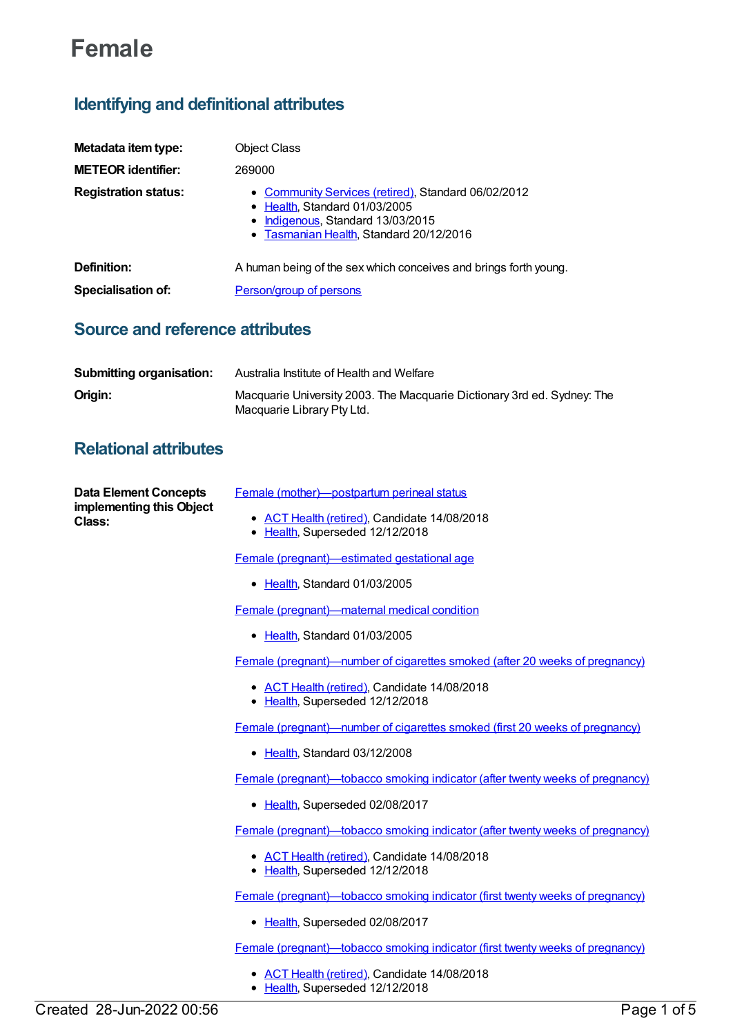# Female

## Identifying and definitional attributes

**Metadata item type:** Object Class

**METEOR identifier:** 269000

**Registration status:**

- Community Services (retired), Standard 06/02/2012
- Health, Standard 01/03/2005
- Indigenous, Standard 13/03/2015
- Tasmanian Health, Standard 20/12/2016

**Definition:** A human being of the sex which conceives and brings forth young.

**Specialisation of:** Person/group of persons

## Source and reference attributes

**Submitting organisation:** Australia Institute of Health and Welfare

**Origin:** Macquarie University 2003. The Macquarie Dictionary 3rd ed. Sydney: The Macquarie Library Pty Ltd.

## Relational attributes

**Data Element Concepts implementing this Object Class:**

Female (mother)—postpartum perineal status

- ACT Health (retired), Candidate 14/08/2018
- Health, Superseded 12/12/2018

Female (pregnant)—estimated gestational age

- Health, Standard 01/03/2005

Female (pregnant)—maternal medical condition

- Health, Standard 01/03/2005

Female (pregnant)—number of cigarettes smoked (after 20 weeks of pregnancy)

- ACT Health (retired), Candidate 14/08/2018
- Health, Superseded 12/12/2018

Female (pregnant)—number of cigarettes smoked (first 20 weeks of pregnancy)

- Health, Standard 03/12/2008

Female (pregnant)—tobacco smoking indicator (after twenty weeks of pregnancy)

- Health, Superseded 02/08/2017

Female (pregnant)—tobacco smoking indicator (after twenty weeks of pregnancy)

- ACT Health (retired), Candidate 14/08/2018
- Health, Superseded 12/12/2018

Female (pregnant)—tobacco smoking indicator (first twenty weeks of pregnancy)

- Health, Superseded 02/08/2017

Female (pregnant)—tobacco smoking indicator (first twenty weeks of pregnancy)

- ACT Health (retired), Candidate 14/08/2018
- Health, Superseded 12/12/2018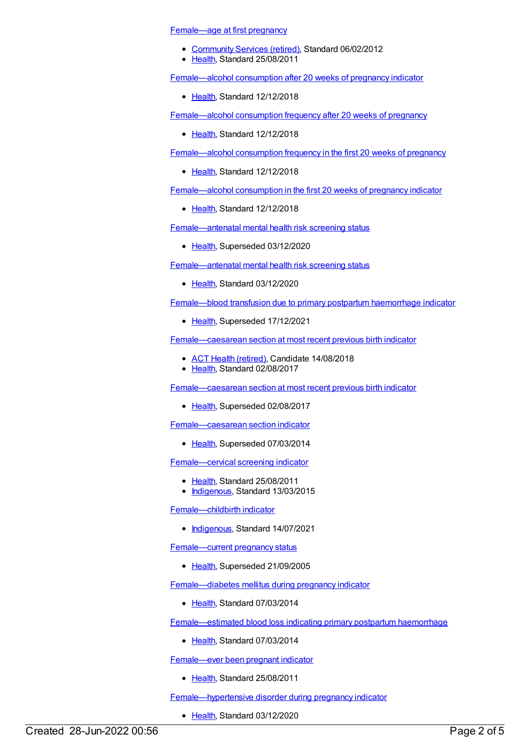Female—age at first pregnancy

- Community Services (retired), Standard 06/02/2012
- Health, Standard 25/08/2011

Female—alcohol consumption after 20 weeks of pregnancy indicator

- Health, Standard 12/12/2018

Female—alcohol consumption frequency after 20 weeks of pregnancy

- Health, Standard 12/12/2018

Female—alcohol consumption frequency in the first 20 weeks of pregnancy

- Health, Standard 12/12/2018

Female—alcohol consumption in the first 20 weeks of pregnancy indicator

- Health, Standard 12/12/2018

Female—antenatal mental health risk screening status

- Health, Superseded 03/12/2020

Female—antenatal mental health risk screening status

- Health, Standard 03/12/2020

Female—blood transfusion due to primary postpartum haemorrhage indicator

- Health, Superseded 17/12/2021

Female—caesarean section at most recent previous birth indicator

- ACT Health (retired), Candidate 14/08/2018
- Health, Standard 02/08/2017

Female—caesarean section at most recent previous birth indicator

- Health, Superseded 02/08/2017

Female—caesarean section indicator

- Health, Superseded 07/03/2014

Female—cervical screening indicator

- Health, Standard 25/08/2011
- Indigenous, Standard 13/03/2015

Female—childbirth indicator

- Indigenous, Standard 14/07/2021

Female—current pregnancy status

- Health, Superseded 21/09/2005

Female—diabetes mellitus during pregnancy indicator

- Health, Standard 07/03/2014

Female—estimated blood loss indicating primary postpartum haemorrhage

- Health, Standard 07/03/2014

Female—ever been pregnant indicator

- Health, Standard 25/08/2011

Female—hypertensive disorder during pregnancy indicator

- Health, Standard 03/12/2020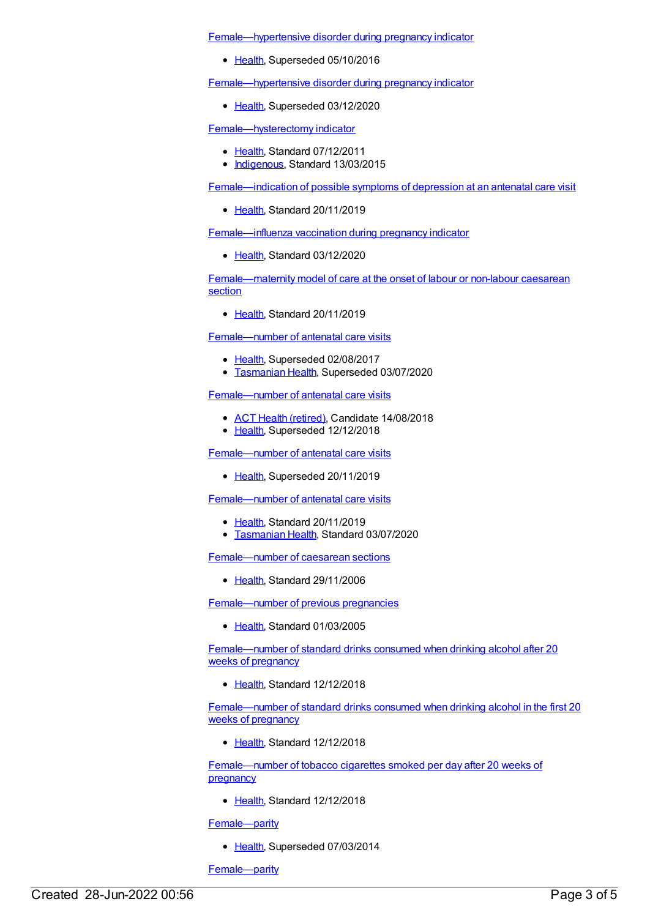Female—hypertensive disorder during pregnancy indicator

- Health, Superseded 05/10/2016

Female—hypertensive disorder during pregnancy indicator

- Health, Superseded 03/12/2020

Female—hysterectomy indicator

- Health, Standard 07/12/2011
- Indigenous, Standard 13/03/2015

Female—indication of possible symptoms of depression at an antenatal care visit

- Health, Standard 20/11/2019

Female—influenza vaccination during pregnancy indicator

- Health, Standard 03/12/2020

Female—maternity model of care at the onset of labour or non-labour caesarean section

- Health, Standard 20/11/2019

Female—number of antenatal care visits

- Health, Superseded 02/08/2017
- Tasmanian Health, Superseded 03/07/2020

Female—number of antenatal care visits

- ACT Health (retired), Candidate 14/08/2018
- Health, Superseded 12/12/2018

Female—number of antenatal care visits

- Health, Superseded 20/11/2019

Female—number of antenatal care visits

- Health, Standard 20/11/2019
- Tasmanian Health, Standard 03/07/2020

Female—number of caesarean sections

- Health, Standard 29/11/2006

Female—number of previous pregnancies

- Health, Standard 01/03/2005

Female—number of standard drinks consumed when drinking alcohol after 20 weeks of pregnancy

- Health, Standard 12/12/2018

Female—number of standard drinks consumed when drinking alcohol in the first 20 weeks of pregnancy

- Health, Standard 12/12/2018

Female—number of tobacco cigarettes smoked per day after 20 weeks of pregnancy

- Health, Standard 12/12/2018

Female—parity

- Health, Superseded 07/03/2014

Female—parity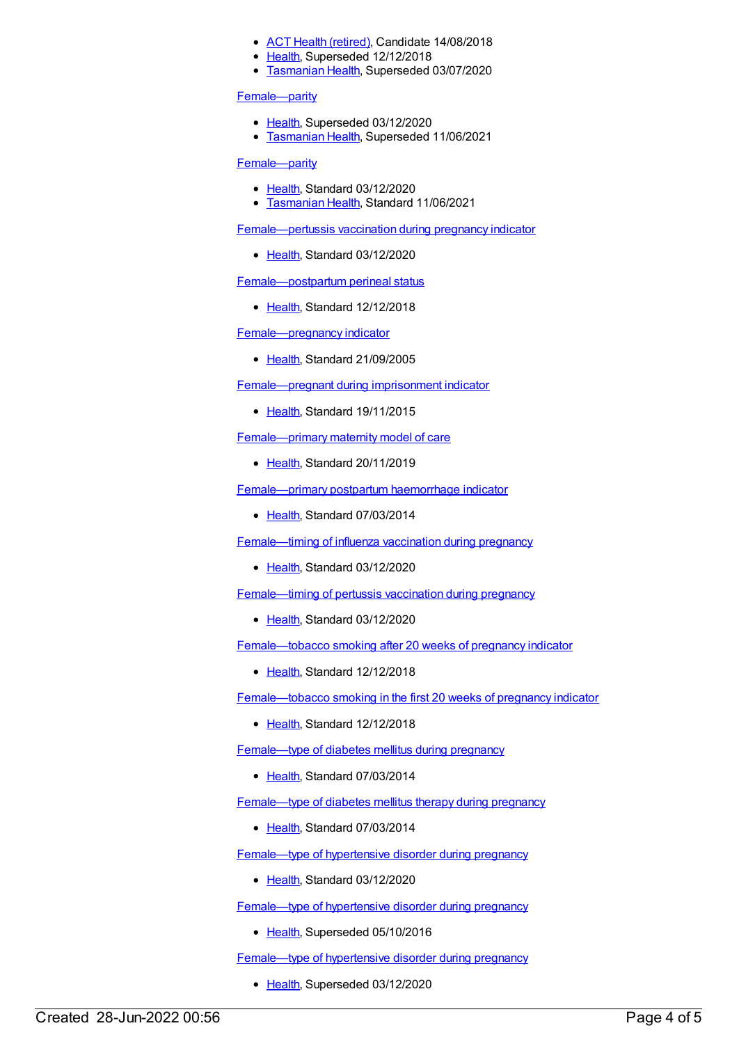- ACT Health (retired), Candidate 14/08/2018
- Health, Superseded 12/12/2018
- Tasmanian Health, Superseded 03/07/2020

Female—parity

- Health, Superseded 03/12/2020
- Tasmanian Health, Superseded 11/06/2021

Female—parity

- Health, Standard 03/12/2020
- Tasmanian Health, Standard 11/06/2021

Female—pertussis vaccination during pregnancy indicator

- Health, Standard 03/12/2020

Female—postpartum perineal status

- Health, Standard 12/12/2018

Female—pregnancy indicator

- Health, Standard 21/09/2005

Female—pregnant during imprisonment indicator

- Health, Standard 19/11/2015

Female—primary maternity model of care

- Health, Standard 20/11/2019

Female—primary postpartum haemorrhage indicator

- Health, Standard 07/03/2014

Female—timing of influenza vaccination during pregnancy

- Health, Standard 03/12/2020

Female—timing of pertussis vaccination during pregnancy

- Health, Standard 03/12/2020

Female—tobacco smoking after 20 weeks of pregnancy indicator

- Health, Standard 12/12/2018

Female—tobacco smoking in the first 20 weeks of pregnancy indicator

- Health, Standard 12/12/2018

Female—type of diabetes mellitus during pregnancy

- Health, Standard 07/03/2014

Female—type of diabetes mellitus therapy during pregnancy

- Health, Standard 07/03/2014

Female—type of hypertensive disorder during pregnancy

- Health, Standard 03/12/2020

Female—type of hypertensive disorder during pregnancy

- Health, Superseded 05/10/2016

Female—type of hypertensive disorder during pregnancy

- Health, Superseded 03/12/2020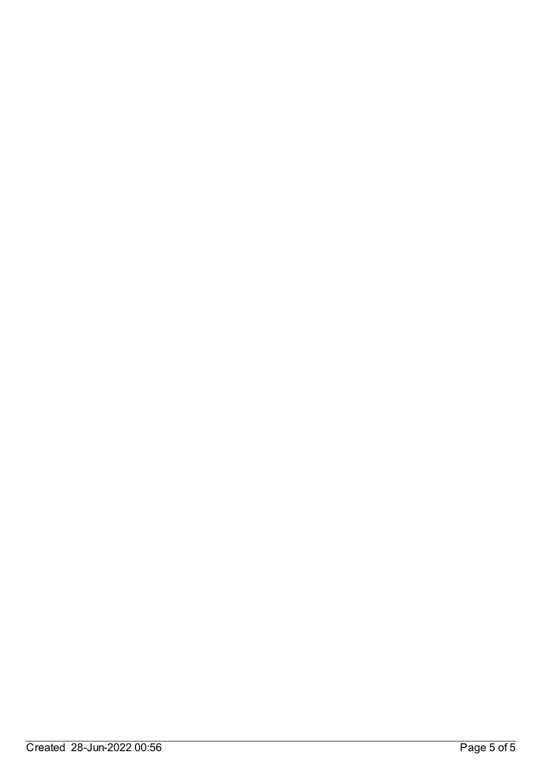Created 28-Jun-2022 00:56